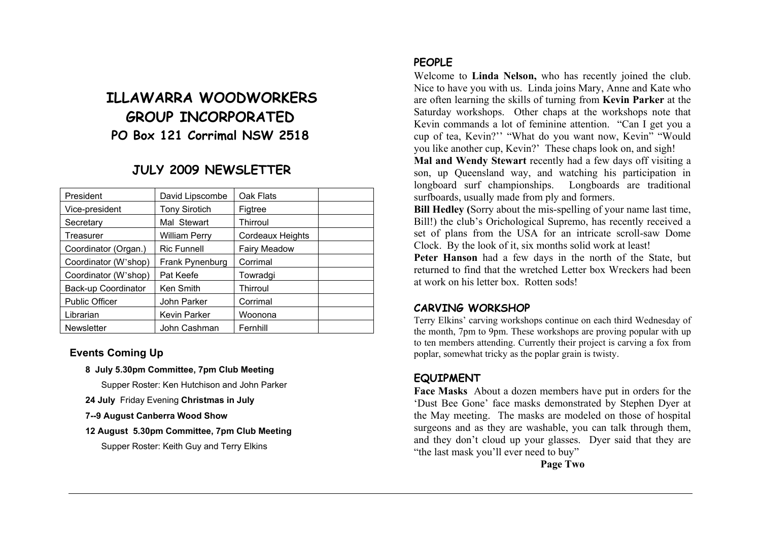# ILLAWARRA WOODWORKERS GROUP INCORPORATED

## PO Box 121 Corrimal NSW 2518

## JULY 2009 NEWSLETTER

| President | David Lipscombe | Oak Flats | |
|---|---|---|---|
| Vice-president | Tony Sirotich | Figtree | |
| Secretary | Mal Stewart | Thirroul | |
| Treasurer | William Perry | Cordeaux Heights | |
| Coordinator (Organ.) | Ric Funnell | Fairy Meadow | |
| Coordinator (W'shop) | Frank Pynenburg | Corrimal | |
| Coordinator (W'shop) | Pat Keefe | Towradgi | |
| Back-up Coordinator | Ken Smith | Thirroul | |
| Public Officer | John Parker | Corrimal | |
| Librarian | Kevin Parker | Woonona | |
| Newsletter | John Cashman | Fernhill | |

### Events Coming Up

**8 July 5.30pm Committee, 7pm Club Meeting**

Supper Roster: Ken Hutchison and John Parker

**24 July** Friday Evening **Christmas in July**

**7--9 August Canberra Wood Show**

**12 August 5.30pm Committee, 7pm Club Meeting**

Supper Roster: Keith Guy and Terry Elkins

### PEOPLE

Welcome to **Linda Nelson,** who has recently joined the club. Nice to have you with us. Linda joins Mary, Anne and Kate who are often learning the skills of turning from **Kevin Parker** at the Saturday workshops. Other chaps at the workshops note that Kevin commands a lot of feminine attention. "Can I get you a cup of tea, Kevin?'' "What do you want now, Kevin" "Would you like another cup, Kevin?' These chaps look on, and sigh!

**Mal and Wendy Stewart** recently had a few days off visiting a son, up Queensland way, and watching his participation in longboard surf championships. Longboards are traditional surfboards, usually made from ply and formers.

**Bill Hedley (**Sorry about the mis-spelling of your name last time, Bill!) the club's Orichological Supremo, has recently received a set of plans from the USA for an intricate scroll-saw Dome Clock. By the look of it, six months solid work at least!

**Peter Hanson** had a few days in the north of the State, but returned to find that the wretched Letter box Wreckers had been at work on his letter box. Rotten sods!

### CARVING WORKSHOP

Terry Elkins' carving workshops continue on each third Wednesday of the month, 7pm to 9pm. These workshops are proving popular with up to ten members attending. Currently their project is carving a fox from poplar, somewhat tricky as the poplar grain is twisty.

### EQUIPMENT

**Face Masks** About a dozen members have put in orders for the 'Dust Bee Gone' face masks demonstrated by Stephen Dyer at the May meeting. The masks are modeled on those of hospital surgeons and as they are washable, you can talk through them, and they don't cloud up your glasses. Dyer said that they are "the last mask you'll ever need to buy"

**Page Two**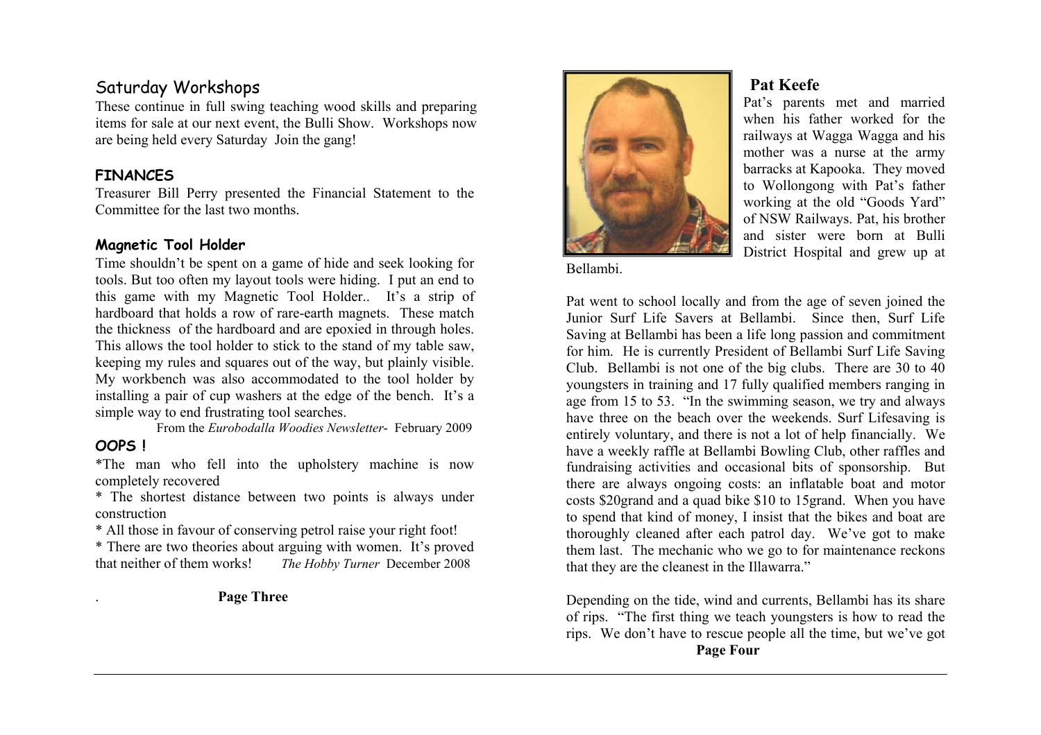## Saturday Workshops

These continue in full swing teaching wood skills and preparing items for sale at our next event, the Bulli Show. Workshops now are being held every Saturday Join the gang!

### FINANCES

Treasurer Bill Perry presented the Financial Statement to the Committee for the last two months.

### Magnetic Tool Holder

Time shouldn't be spent on a game of hide and seek looking for tools. But too often my layout tools were hiding. I put an end to this game with my Magnetic Tool Holder.. It's a strip of hardboard that holds a row of rare-earth magnets. These match the thickness of the hardboard and are epoxied in through holes. This allows the tool holder to stick to the stand of my table saw, keeping my rules and squares out of the way, but plainly visible. My workbench was also accommodated to the tool holder by installing a pair of cup washers at the edge of the bench. It's a simple way to end frustrating tool searches.

From the *Eurobodalla Woodies Newsletter*- February 2009

### OOPS !

*The man who fell into the upholstery machine is now completely recovered

* The shortest distance between two points is always under construction

* All those in favour of conserving petrol raise your right foot!

* There are two theories about arguing with women. It's proved that neither of them works! *The Hobby Turner* December 2008

## Pat Keefe

Pat's parents met and married when his father worked for the railways at Wagga Wagga and his mother was a nurse at the army barracks at Kapooka. They moved to Wollongong with Pat's father working at the old "Goods Yard" of NSW Railways. Pat, his brother and sister were born at Bulli District Hospital and grew up at Bellambi.

Pat went to school locally and from the age of seven joined the Junior Surf Life Savers at Bellambi. Since then, Surf Life Saving at Bellambi has been a life long passion and commitment for him. He is currently President of Bellambi Surf Life Saving Club. Bellambi is not one of the big clubs. There are 30 to 40 youngsters in training and 17 fully qualified members ranging in age from 15 to 53. "In the swimming season, we try and always have three on the beach over the weekends. Surf Lifesaving is entirely voluntary, and there is not a lot of help financially. We have a weekly raffle at Bellambi Bowling Club, other raffles and fundraising activities and occasional bits of sponsorship. But there are always ongoing costs: an inflatable boat and motor costs $20grand and a quad bike $10 to 15grand. When you have to spend that kind of money, I insist that the bikes and boat are thoroughly cleaned after each patrol day. We've got to make them last. The mechanic who we go to for maintenance reckons that they are the cleanest in the Illawarra."

Depending on the tide, wind and currents, Bellambi has its share of rips. "The first thing we teach youngsters is how to read the rips. We don't have to rescue people all the time, but we've got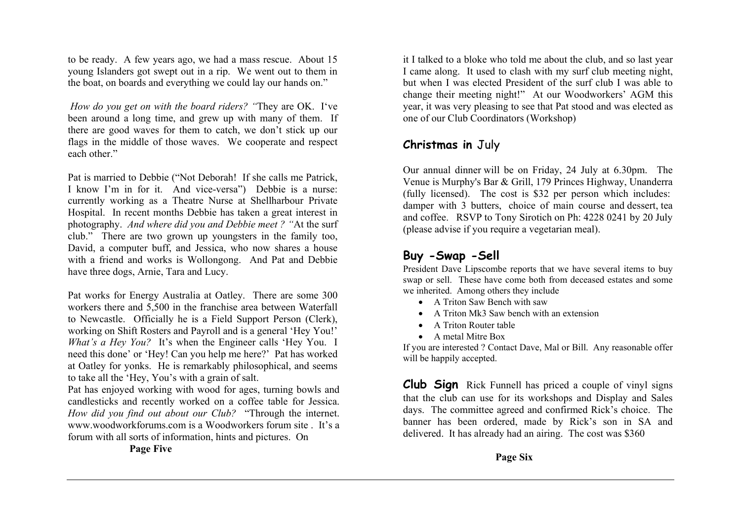to be ready. A few years ago, we had a mass rescue. About 15 young Islanders got swept out in a rip. We went out to them in the boat, on boards and everything we could lay our hands on."

*How do you get on with the board riders? "*They are OK. I've been around a long time, and grew up with many of them. If there are good waves for them to catch, we don't stick up our flags in the middle of those waves. We cooperate and respect each other."

Pat is married to Debbie ("Not Deborah! If she calls me Patrick, I know I'm in for it. And vice-versa") Debbie is a nurse: currently working as a Theatre Nurse at Shellharbour Private Hospital. In recent months Debbie has taken a great interest in photography. *And where did you and Debbie meet ? "*At the surf club." There are two grown up youngsters in the family too, David, a computer buff, and Jessica, who now shares a house with a friend and works is Wollongong. And Pat and Debbie have three dogs, Arnie, Tara and Lucy.

Pat works for Energy Australia at Oatley. There are some 300 workers there and 5,500 in the franchise area between Waterfall to Newcastle. Officially he is a Field Support Person (Clerk), working on Shift Rosters and Payroll and is a general 'Hey You!' *What's a Hey You?* It's when the Engineer calls 'Hey You. I need this done' or 'Hey! Can you help me here?' Pat has worked at Oatley for yonks. He is remarkably philosophical, and seems to take all the 'Hey, You's with a grain of salt.

Pat has enjoyed working with wood for ages, turning bowls and candlesticks and recently worked on a coffee table for Jessica. *How did you find out about our Club?* "Through the internet. www.woodworkforums.com is a Woodworkers forum site . It's a forum with all sorts of information, hints and pictures. On it I talked to a bloke who told me about the club, and so last year I came along. It used to clash with my surf club meeting night, but when I was elected President of the surf club I was able to change their meeting night!" At our Woodworkers' AGM this year, it was very pleasing to see that Pat stood and was elected as one of our Club Coordinators (Workshop)

## Christmas in July

Our annual dinner will be on Friday, 24 July at 6.30pm. The Venue is Murphy's Bar & Grill, 179 Princes Highway, Unanderra (fully licensed). The cost is $32 per person which includes: damper with 3 butters, choice of main course and dessert, tea and coffee. RSVP to Tony Sirotich on Ph: 4228 0241 by 20 July (please advise if you require a vegetarian meal).

## Buy -Swap -Sell

President Dave Lipscombe reports that we have several items to buy swap or sell. These have come both from deceased estates and some we inherited. Among others they include

- A Triton Saw Bench with saw
- A Triton Mk3 Saw bench with an extension
- A Triton Router table
- A metal Mitre Box

If you are interested ? Contact Dave, Mal or Bill. Any reasonable offer will be happily accepted.

**Club Sign** Rick Funnell has priced a couple of vinyl signs that the club can use for its workshops and Display and Sales days. The committee agreed and confirmed Rick's choice. The banner has been ordered, made by Rick's son in SA and delivered. It has already had an airing. The cost was $360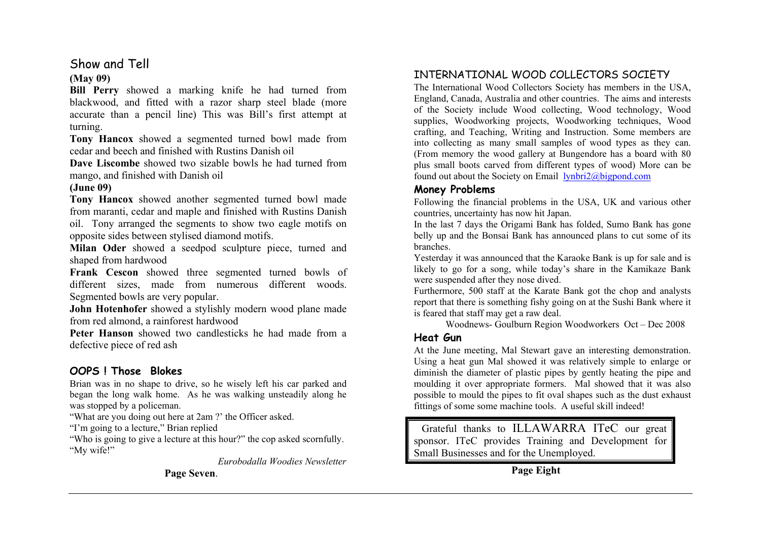## Show and Tell

**(May 09)**

**Bill Perry** showed a marking knife he had turned from blackwood, and fitted with a razor sharp steel blade (more accurate than a pencil line) This was Bill's first attempt at turning.

**Tony Hancox** showed a segmented turned bowl made from cedar and beech and finished with Rustins Danish oil

**Dave Liscombe** showed two sizable bowls he had turned from mango, and finished with Danish oil

**(June 09)**

**Tony Hancox** showed another segmented turned bowl made from maranti, cedar and maple and finished with Rustins Danish oil. Tony arranged the segments to show two eagle motifs on opposite sides between stylised diamond motifs.

**Milan Oder** showed a seedpod sculpture piece, turned and shaped from hardwood

**Frank Cescon** showed three segmented turned bowls of different sizes, made from numerous different woods. Segmented bowls are very popular.

**John Hotenhofer** showed a stylishly modern wood plane made from red almond, a rainforest hardwood

**Peter Hanson** showed two candlesticks he had made from a defective piece of red ash

### OOPS ! Those Blokes

Brian was in no shape to drive, so he wisely left his car parked and began the long walk home. As he was walking unsteadily along he was stopped by a policeman.

"What are you doing out here at 2am ?' the Officer asked.

"I'm going to a lecture," Brian replied

"Who is going to give a lecture at this hour?" the cop asked scornfully.

"My wife!"

*Eurobodalla Woodies Newsletter*

**Page Seven**.

## INTERNATIONAL WOOD COLLECTORS SOCIETY

The International Wood Collectors Society has members in the USA, England, Canada, Australia and other countries. The aims and interests of the Society include Wood collecting, Wood technology, Wood supplies, Woodworking projects, Woodworking techniques, Wood crafting, and Teaching, Writing and Instruction. Some members are into collecting as many small samples of wood types as they can. (From memory the wood gallery at Bungendore has a board with 80 plus small boots carved from different types of wood) More can be found out about the Society on Email lynbri2@bigpond.com

### Money Problems

Following the financial problems in the USA, UK and various other countries, uncertainty has now hit Japan.

In the last 7 days the Origami Bank has folded, Sumo Bank has gone belly up and the Bonsai Bank has announced plans to cut some of its branches.

Yesterday it was announced that the Karaoke Bank is up for sale and is likely to go for a song, while today's share in the Kamikaze Bank were suspended after they nose dived.

Furthermore, 500 staff at the Karate Bank got the chop and analysts report that there is something fishy going on at the Sushi Bank where it is feared that staff may get a raw deal.

Woodnews- Goulburn Region Woodworkers Oct – Dec 2008

### Heat Gun

At the June meeting, Mal Stewart gave an interesting demonstration. Using a heat gun Mal showed it was relatively simple to enlarge or diminish the diameter of plastic pipes by gently heating the pipe and moulding it over appropriate formers. Mal showed that it was also possible to mould the pipes to fit oval shapes such as the dust exhaust fittings of some some machine tools. A useful skill indeed!

Grateful thanks to ILLAWARRA ITeC our great sponsor. ITeC provides Training and Development for Small Businesses and for the Unemployed.

**Page Eight**